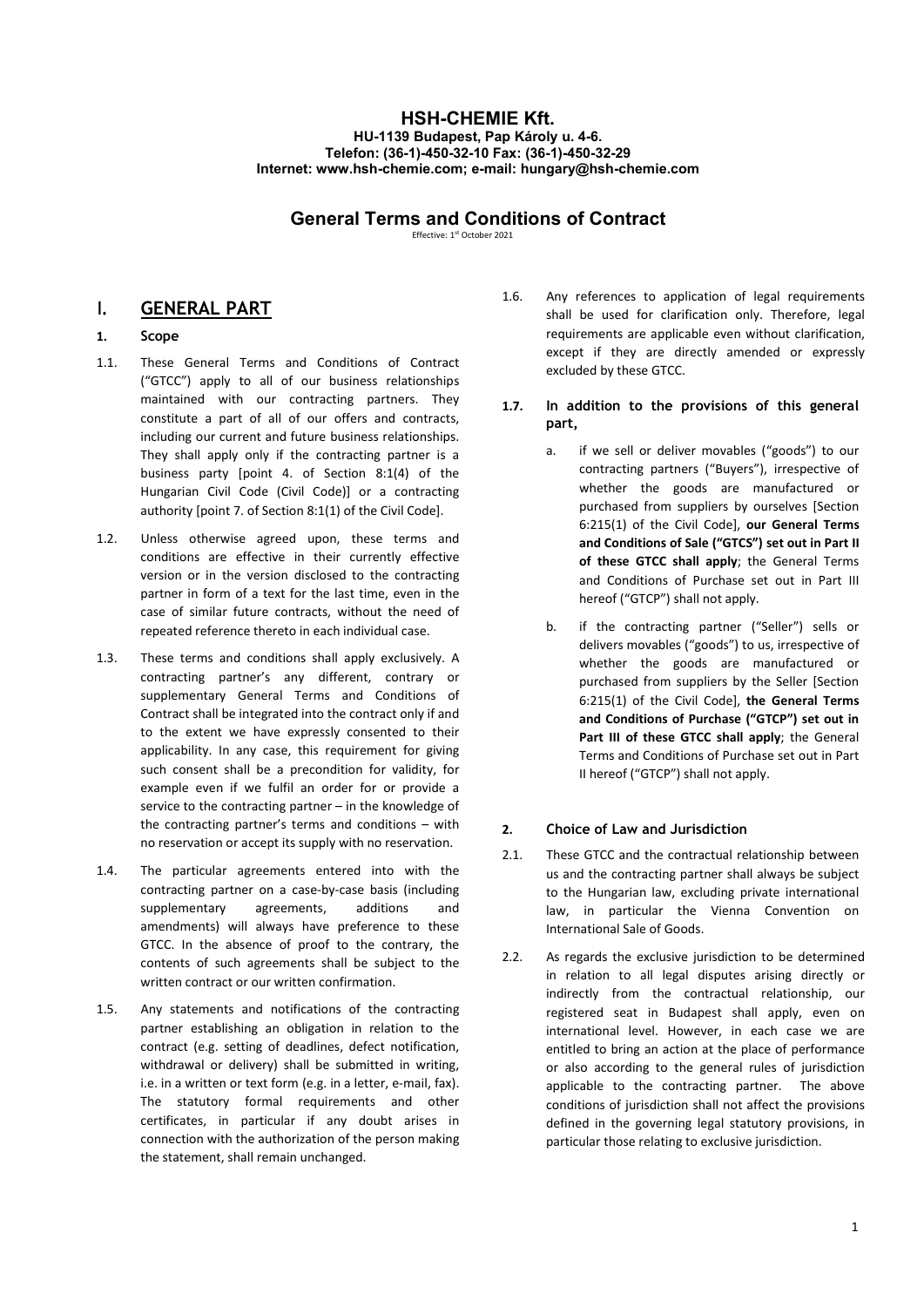# HSH-CHEMIE Kft.

**HU-1139 Budapest, Pap Károly u. 4-6.**
**Telefon: (36-1)-450-32-10 Fax: (36-1)-450-32-29**
**Internet: www.hsh-chemie.com; e-mail: hungary@hsh-chemie.com**

## General Terms and Conditions of Contract

Effective: 1st October 2021

## I. GENERAL PART

### 1. Scope

1.1. These General Terms and Conditions of Contract ("GTCC") apply to all of our business relationships maintained with our contracting partners. They constitute a part of all of our offers and contracts, including our current and future business relationships. They shall apply only if the contracting partner is a business party [point 4. of Section 8:1(4) of the Hungarian Civil Code (Civil Code)] or a contracting authority [point 7. of Section 8:1(1) of the Civil Code].

1.2. Unless otherwise agreed upon, these terms and conditions are effective in their currently effective version or in the version disclosed to the contracting partner in form of a text for the last time, even in the case of similar future contracts, without the need of repeated reference thereto in each individual case.

1.3. These terms and conditions shall apply exclusively. A contracting partner's any different, contrary or supplementary General Terms and Conditions of Contract shall be integrated into the contract only if and to the extent we have expressly consented to their applicability. In any case, this requirement for giving such consent shall be a precondition for validity, for example even if we fulfil an order for or provide a service to the contracting partner – in the knowledge of the contracting partner's terms and conditions – with no reservation or accept its supply with no reservation.

1.4. The particular agreements entered into with the contracting partner on a case-by-case basis (including supplementary agreements, additions and amendments) will always have preference to these GTCC. In the absence of proof to the contrary, the contents of such agreements shall be subject to the written contract or our written confirmation.

1.5. Any statements and notifications of the contracting partner establishing an obligation in relation to the contract (e.g. setting of deadlines, defect notification, withdrawal or delivery) shall be submitted in writing, i.e. in a written or text form (e.g. in a letter, e-mail, fax). The statutory formal requirements and other certificates, in particular if any doubt arises in connection with the authorization of the person making the statement, shall remain unchanged.

1.6. Any references to application of legal requirements shall be used for clarification only. Therefore, legal requirements are applicable even without clarification, except if they are directly amended or expressly excluded by these GTCC.

**1.7. In addition to the provisions of this general part,**

a. if we sell or deliver movables ("goods") to our contracting partners ("Buyers"), irrespective of whether the goods are manufactured or purchased from suppliers by ourselves [Section 6:215(1) of the Civil Code], **our General Terms and Conditions of Sale ("GTCS") set out in Part II of these GTCC shall apply**; the General Terms and Conditions of Purchase set out in Part III hereof ("GTCP") shall not apply.

b. if the contracting partner ("Seller") sells or delivers movables ("goods") to us, irrespective of whether the goods are manufactured or purchased from suppliers by the Seller [Section 6:215(1) of the Civil Code], **the General Terms and Conditions of Purchase ("GTCP") set out in Part III of these GTCC shall apply**; the General Terms and Conditions of Purchase set out in Part II hereof ("GTCP") shall not apply.

### 2. Choice of Law and Jurisdiction

2.1. These GTCC and the contractual relationship between us and the contracting partner shall always be subject to the Hungarian law, excluding private international law, in particular the Vienna Convention on International Sale of Goods.

2.2. As regards the exclusive jurisdiction to be determined in relation to all legal disputes arising directly or indirectly from the contractual relationship, our registered seat in Budapest shall apply, even on international level. However, in each case we are entitled to bring an action at the place of performance or also according to the general rules of jurisdiction applicable to the contracting partner. The above conditions of jurisdiction shall not affect the provisions defined in the governing legal statutory provisions, in particular those relating to exclusive jurisdiction.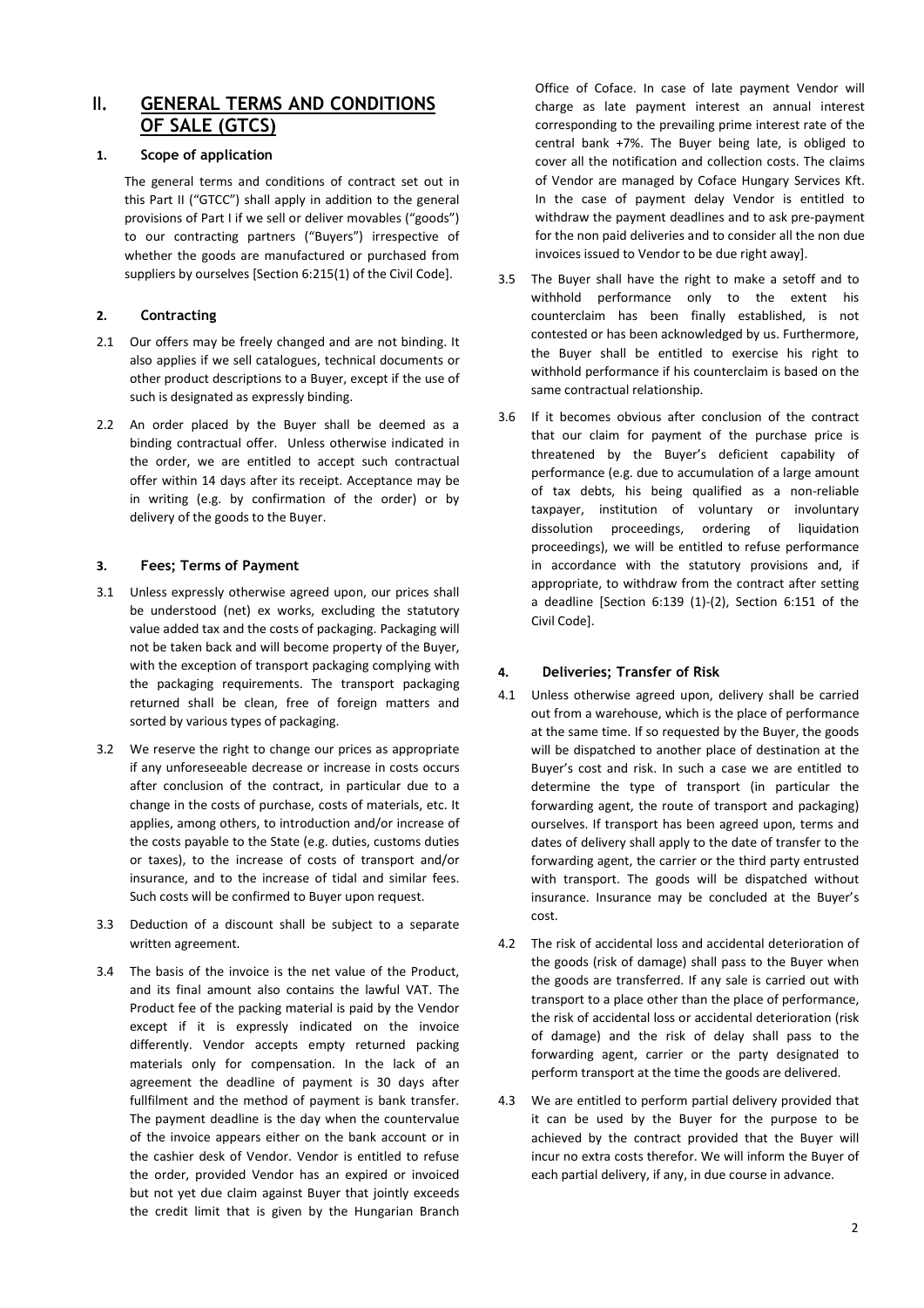# II. GENERAL TERMS AND CONDITIONS OF SALE (GTCS)

## 1. Scope of application

The general terms and conditions of contract set out in this Part II ("GTCC") shall apply in addition to the general provisions of Part I if we sell or deliver movables ("goods") to our contracting partners ("Buyers") irrespective of whether the goods are manufactured or purchased from suppliers by ourselves [Section 6:215(1) of the Civil Code].

## 2. Contracting

2.1 Our offers may be freely changed and are not binding. It also applies if we sell catalogues, technical documents or other product descriptions to a Buyer, except if the use of such is designated as expressly binding.

2.2 An order placed by the Buyer shall be deemed as a binding contractual offer. Unless otherwise indicated in the order, we are entitled to accept such contractual offer within 14 days after its receipt. Acceptance may be in writing (e.g. by confirmation of the order) or by delivery of the goods to the Buyer.

## 3. Fees; Terms of Payment

3.1 Unless expressly otherwise agreed upon, our prices shall be understood (net) ex works, excluding the statutory value added tax and the costs of packaging. Packaging will not be taken back and will become property of the Buyer, with the exception of transport packaging complying with the packaging requirements. The transport packaging returned shall be clean, free of foreign matters and sorted by various types of packaging.

3.2 We reserve the right to change our prices as appropriate if any unforeseeable decrease or increase in costs occurs after conclusion of the contract, in particular due to a change in the costs of purchase, costs of materials, etc. It applies, among others, to introduction and/or increase of the costs payable to the State (e.g. duties, customs duties or taxes), to the increase of costs of transport and/or insurance, and to the increase of tidal and similar fees. Such costs will be confirmed to Buyer upon request.

3.3 Deduction of a discount shall be subject to a separate written agreement.

3.4 The basis of the invoice is the net value of the Product, and its final amount also contains the lawful VAT. The Product fee of the packing material is paid by the Vendor except if it is expressly indicated on the invoice differently. Vendor accepts empty returned packing materials only for compensation. In the lack of an agreement the deadline of payment is 30 days after fullfilment and the method of payment is bank transfer. The payment deadline is the day when the countervalue of the invoice appears either on the bank account or in the cashier desk of Vendor. Vendor is entitled to refuse the order, provided Vendor has an expired or invoiced but not yet due claim against Buyer that jointly exceeds the credit limit that is given by the Hungarian Branch Office of Coface. In case of late payment Vendor will charge as late payment interest an annual interest corresponding to the prevailing prime interest rate of the central bank +7%. The Buyer being late, is obliged to cover all the notification and collection costs. The claims of Vendor are managed by Coface Hungary Services Kft. In the case of payment delay Vendor is entitled to withdraw the payment deadlines and to ask pre-payment for the non paid deliveries and to consider all the non due invoices issued to Vendor to be due right away].

3.5 The Buyer shall have the right to make a setoff and to withhold performance only to the extent his counterclaim has been finally established, is not contested or has been acknowledged by us. Furthermore, the Buyer shall be entitled to exercise his right to withhold performance if his counterclaim is based on the same contractual relationship.

3.6 If it becomes obvious after conclusion of the contract that our claim for payment of the purchase price is threatened by the Buyer's deficient capability of performance (e.g. due to accumulation of a large amount of tax debts, his being qualified as a non-reliable taxpayer, institution of voluntary or involuntary dissolution proceedings, ordering of liquidation proceedings), we will be entitled to refuse performance in accordance with the statutory provisions and, if appropriate, to withdraw from the contract after setting a deadline [Section 6:139 (1)-(2), Section 6:151 of the Civil Code].

## 4. Deliveries; Transfer of Risk

4.1 Unless otherwise agreed upon, delivery shall be carried out from a warehouse, which is the place of performance at the same time. If so requested by the Buyer, the goods will be dispatched to another place of destination at the Buyer's cost and risk. In such a case we are entitled to determine the type of transport (in particular the forwarding agent, the route of transport and packaging) ourselves. If transport has been agreed upon, terms and dates of delivery shall apply to the date of transfer to the forwarding agent, the carrier or the third party entrusted with transport. The goods will be dispatched without insurance. Insurance may be concluded at the Buyer's cost.

4.2 The risk of accidental loss and accidental deterioration of the goods (risk of damage) shall pass to the Buyer when the goods are transferred. If any sale is carried out with transport to a place other than the place of performance, the risk of accidental loss or accidental deterioration (risk of damage) and the risk of delay shall pass to the forwarding agent, carrier or the party designated to perform transport at the time the goods are delivered.

4.3 We are entitled to perform partial delivery provided that it can be used by the Buyer for the purpose to be achieved by the contract provided that the Buyer will incur no extra costs therefor. We will inform the Buyer of each partial delivery, if any, in due course in advance.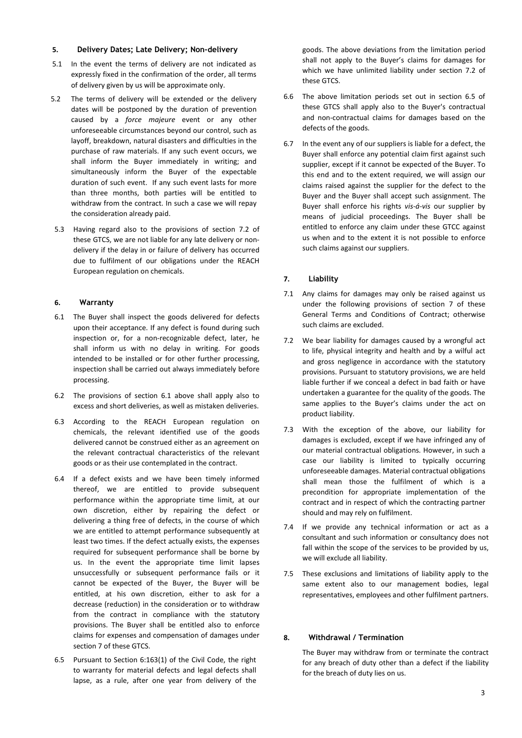## 5. Delivery Dates; Late Delivery; Non-delivery

5.1 In the event the terms of delivery are not indicated as expressly fixed in the confirmation of the order, all terms of delivery given by us will be approximate only.

5.2 The terms of delivery will be extended or the delivery dates will be postponed by the duration of prevention caused by a *force majeure* event or any other unforeseeable circumstances beyond our control, such as layoff, breakdown, natural disasters and difficulties in the purchase of raw materials. If any such event occurs, we shall inform the Buyer immediately in writing; and simultaneously inform the Buyer of the expectable duration of such event. If any such event lasts for more than three months, both parties will be entitled to withdraw from the contract. In such a case we will repay the consideration already paid.

5.3 Having regard also to the provisions of section 7.2 of these GTCS, we are not liable for any late delivery or non-delivery if the delay in or failure of delivery has occurred due to fulfilment of our obligations under the REACH European regulation on chemicals.

## 6. Warranty

6.1 The Buyer shall inspect the goods delivered for defects upon their acceptance. If any defect is found during such inspection or, for a non-recognizable defect, later, he shall inform us with no delay in writing. For goods intended to be installed or for other further processing, inspection shall be carried out always immediately before processing.

6.2 The provisions of section 6.1 above shall apply also to excess and short deliveries, as well as mistaken deliveries.

6.3 According to the REACH European regulation on chemicals, the relevant identified use of the goods delivered cannot be construed either as an agreement on the relevant contractual characteristics of the relevant goods or as their use contemplated in the contract.

6.4 If a defect exists and we have been timely informed thereof, we are entitled to provide subsequent performance within the appropriate time limit, at our own discretion, either by repairing the defect or delivering a thing free of defects, in the course of which we are entitled to attempt performance subsequently at least two times. If the defect actually exists, the expenses required for subsequent performance shall be borne by us. In the event the appropriate time limit lapses unsuccessfully or subsequent performance fails or it cannot be expected of the Buyer, the Buyer will be entitled, at his own discretion, either to ask for a decrease (reduction) in the consideration or to withdraw from the contract in compliance with the statutory provisions. The Buyer shall be entitled also to enforce claims for expenses and compensation of damages under section 7 of these GTCS.

6.5 Pursuant to Section 6:163(1) of the Civil Code, the right to warranty for material defects and legal defects shall lapse, as a rule, after one year from delivery of the goods. The above deviations from the limitation period shall not apply to the Buyer's claims for damages for which we have unlimited liability under section 7.2 of these GTCS.

6.6 The above limitation periods set out in section 6.5 of these GTCS shall apply also to the Buyer's contractual and non-contractual claims for damages based on the defects of the goods.

6.7 In the event any of our suppliers is liable for a defect, the Buyer shall enforce any potential claim first against such supplier, except if it cannot be expected of the Buyer. To this end and to the extent required, we will assign our claims raised against the supplier for the defect to the Buyer and the Buyer shall accept such assignment. The Buyer shall enforce his rights *vis-á-vis* our supplier by means of judicial proceedings. The Buyer shall be entitled to enforce any claim under these GTCC against us when and to the extent it is not possible to enforce such claims against our suppliers.

## 7. Liability

7.1 Any claims for damages may only be raised against us under the following provisions of section 7 of these General Terms and Conditions of Contract; otherwise such claims are excluded.

7.2 We bear liability for damages caused by a wrongful act to life, physical integrity and health and by a wilful act and gross negligence in accordance with the statutory provisions. Pursuant to statutory provisions, we are held liable further if we conceal a defect in bad faith or have undertaken a guarantee for the quality of the goods. The same applies to the Buyer's claims under the act on product liability.

7.3 With the exception of the above, our liability for damages is excluded, except if we have infringed any of our material contractual obligations. However, in such a case our liability is limited to typically occurring unforeseeable damages. Material contractual obligations shall mean those the fulfilment of which is a precondition for appropriate implementation of the contract and in respect of which the contracting partner should and may rely on fulfilment.

7.4 If we provide any technical information or act as a consultant and such information or consultancy does not fall within the scope of the services to be provided by us, we will exclude all liability.

7.5 These exclusions and limitations of liability apply to the same extent also to our management bodies, legal representatives, employees and other fulfilment partners.

## 8. Withdrawal / Termination

The Buyer may withdraw from or terminate the contract for any breach of duty other than a defect if the liability for the breach of duty lies on us.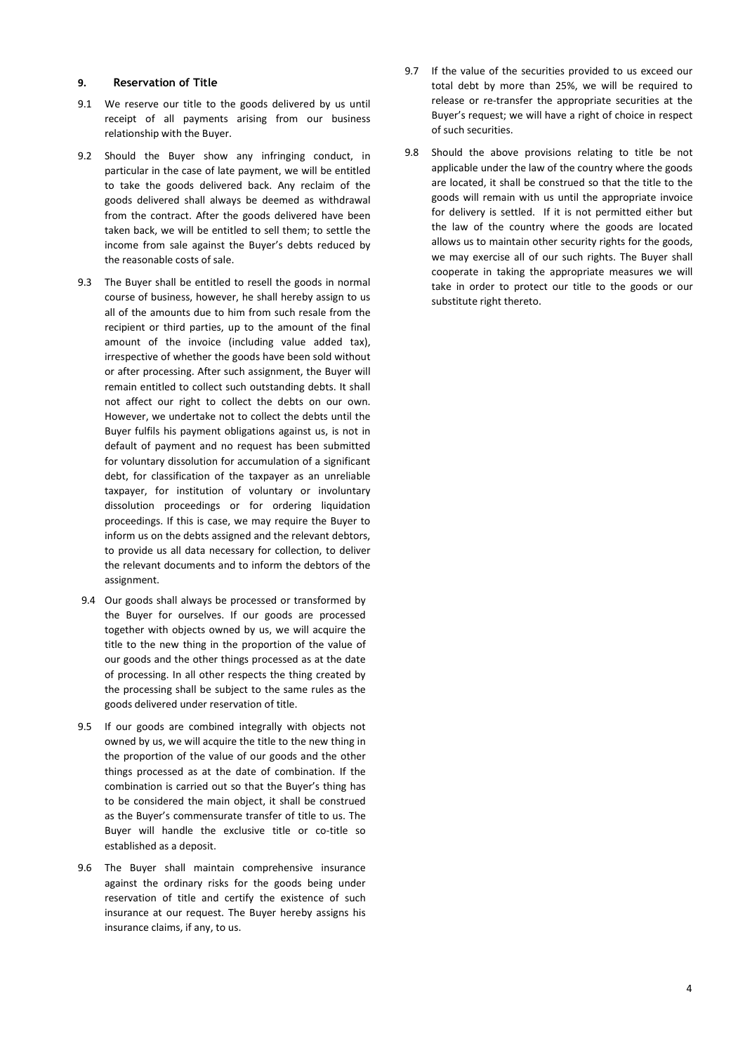## 9. Reservation of Title

9.1 We reserve our title to the goods delivered by us until receipt of all payments arising from our business relationship with the Buyer.

9.2 Should the Buyer show any infringing conduct, in particular in the case of late payment, we will be entitled to take the goods delivered back. Any reclaim of the goods delivered shall always be deemed as withdrawal from the contract. After the goods delivered have been taken back, we will be entitled to sell them; to settle the income from sale against the Buyer's debts reduced by the reasonable costs of sale.

9.3 The Buyer shall be entitled to resell the goods in normal course of business, however, he shall hereby assign to us all of the amounts due to him from such resale from the recipient or third parties, up to the amount of the final amount of the invoice (including value added tax), irrespective of whether the goods have been sold without or after processing. After such assignment, the Buyer will remain entitled to collect such outstanding debts. It shall not affect our right to collect the debts on our own. However, we undertake not to collect the debts until the Buyer fulfils his payment obligations against us, is not in default of payment and no request has been submitted for voluntary dissolution for accumulation of a significant debt, for classification of the taxpayer as an unreliable taxpayer, for institution of voluntary or involuntary dissolution proceedings or for ordering liquidation proceedings. If this is case, we may require the Buyer to inform us on the debts assigned and the relevant debtors, to provide us all data necessary for collection, to deliver the relevant documents and to inform the debtors of the assignment.

9.4 Our goods shall always be processed or transformed by the Buyer for ourselves. If our goods are processed together with objects owned by us, we will acquire the title to the new thing in the proportion of the value of our goods and the other things processed as at the date of processing. In all other respects the thing created by the processing shall be subject to the same rules as the goods delivered under reservation of title.

9.5 If our goods are combined integrally with objects not owned by us, we will acquire the title to the new thing in the proportion of the value of our goods and the other things processed as at the date of combination. If the combination is carried out so that the Buyer's thing has to be considered the main object, it shall be construed as the Buyer's commensurate transfer of title to us. The Buyer will handle the exclusive title or co-title so established as a deposit.

9.6 The Buyer shall maintain comprehensive insurance against the ordinary risks for the goods being under reservation of title and certify the existence of such insurance at our request. The Buyer hereby assigns his insurance claims, if any, to us.

9.7 If the value of the securities provided to us exceed our total debt by more than 25%, we will be required to release or re-transfer the appropriate securities at the Buyer's request; we will have a right of choice in respect of such securities.

9.8 Should the above provisions relating to title be not applicable under the law of the country where the goods are located, it shall be construed so that the title to the goods will remain with us until the appropriate invoice for delivery is settled. If it is not permitted either but the law of the country where the goods are located allows us to maintain other security rights for the goods, we may exercise all of our such rights. The Buyer shall cooperate in taking the appropriate measures we will take in order to protect our title to the goods or our substitute right thereto.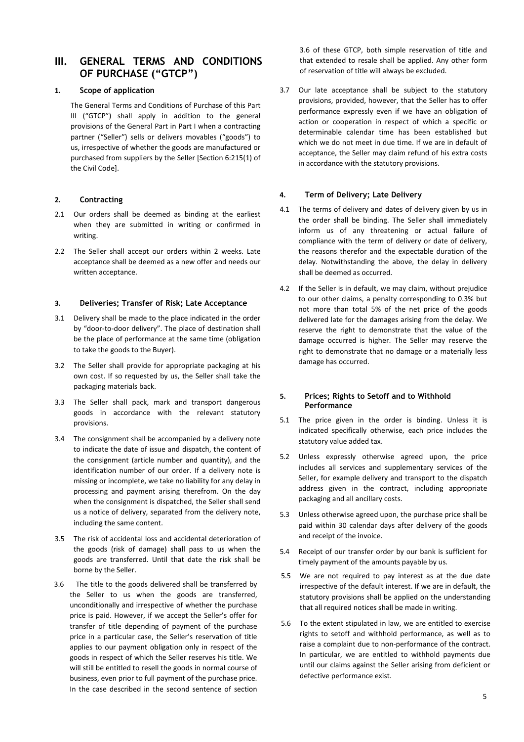# III. GENERAL TERMS AND CONDITIONS OF PURCHASE ("GTCP")

## 1. Scope of application

The General Terms and Conditions of Purchase of this Part III ("GTCP") shall apply in addition to the general provisions of the General Part in Part I when a contracting partner ("Seller") sells or delivers movables ("goods") to us, irrespective of whether the goods are manufactured or purchased from suppliers by the Seller [Section 6:215(1) of the Civil Code].

## 2. Contracting

2.1 Our orders shall be deemed as binding at the earliest when they are submitted in writing or confirmed in writing.

2.2 The Seller shall accept our orders within 2 weeks. Late acceptance shall be deemed as a new offer and needs our written acceptance.

## 3. Deliveries; Transfer of Risk; Late Acceptance

3.1 Delivery shall be made to the place indicated in the order by "door-to-door delivery". The place of destination shall be the place of performance at the same time (obligation to take the goods to the Buyer).

3.2 The Seller shall provide for appropriate packaging at his own cost. If so requested by us, the Seller shall take the packaging materials back.

3.3 The Seller shall pack, mark and transport dangerous goods in accordance with the relevant statutory provisions.

3.4 The consignment shall be accompanied by a delivery note to indicate the date of issue and dispatch, the content of the consignment (article number and quantity), and the identification number of our order. If a delivery note is missing or incomplete, we take no liability for any delay in processing and payment arising therefrom. On the day when the consignment is dispatched, the Seller shall send us a notice of delivery, separated from the delivery note, including the same content.

3.5 The risk of accidental loss and accidental deterioration of the goods (risk of damage) shall pass to us when the goods are transferred. Until that date the risk shall be borne by the Seller.

3.6 The title to the goods delivered shall be transferred by the Seller to us when the goods are transferred, unconditionally and irrespective of whether the purchase price is paid. However, if we accept the Seller's offer for transfer of title depending of payment of the purchase price in a particular case, the Seller's reservation of title applies to our payment obligation only in respect of the goods in respect of which the Seller reserves his title. We will still be entitled to resell the goods in normal course of business, even prior to full payment of the purchase price. In the case described in the second sentence of section 3.6 of these GTCP, both simple reservation of title and that extended to resale shall be applied. Any other form of reservation of title will always be excluded.

3.7 Our late acceptance shall be subject to the statutory provisions, provided, however, that the Seller has to offer performance expressly even if we have an obligation of action or cooperation in respect of which a specific or determinable calendar time has been established but which we do not meet in due time. If we are in default of acceptance, the Seller may claim refund of his extra costs in accordance with the statutory provisions.

## 4. Term of Delivery; Late Delivery

4.1 The terms of delivery and dates of delivery given by us in the order shall be binding. The Seller shall immediately inform us of any threatening or actual failure of compliance with the term of delivery or date of delivery, the reasons therefor and the expectable duration of the delay. Notwithstanding the above, the delay in delivery shall be deemed as occurred.

4.2 If the Seller is in default, we may claim, without prejudice to our other claims, a penalty corresponding to 0.3% but not more than total 5% of the net price of the goods delivered late for the damages arising from the delay. We reserve the right to demonstrate that the value of the damage occurred is higher. The Seller may reserve the right to demonstrate that no damage or a materially less damage has occurred.

## 5. Prices; Rights to Setoff and to Withhold Performance

5.1 The price given in the order is binding. Unless it is indicated specifically otherwise, each price includes the statutory value added tax.

5.2 Unless expressly otherwise agreed upon, the price includes all services and supplementary services of the Seller, for example delivery and transport to the dispatch address given in the contract, including appropriate packaging and all ancillary costs.

5.3 Unless otherwise agreed upon, the purchase price shall be paid within 30 calendar days after delivery of the goods and receipt of the invoice.

5.4 Receipt of our transfer order by our bank is sufficient for timely payment of the amounts payable by us.

5.5 We are not required to pay interest as at the due date irrespective of the default interest. If we are in default, the statutory provisions shall be applied on the understanding that all required notices shall be made in writing.

5.6 To the extent stipulated in law, we are entitled to exercise rights to setoff and withhold performance, as well as to raise a complaint due to non-performance of the contract. In particular, we are entitled to withhold payments due until our claims against the Seller arising from deficient or defective performance exist.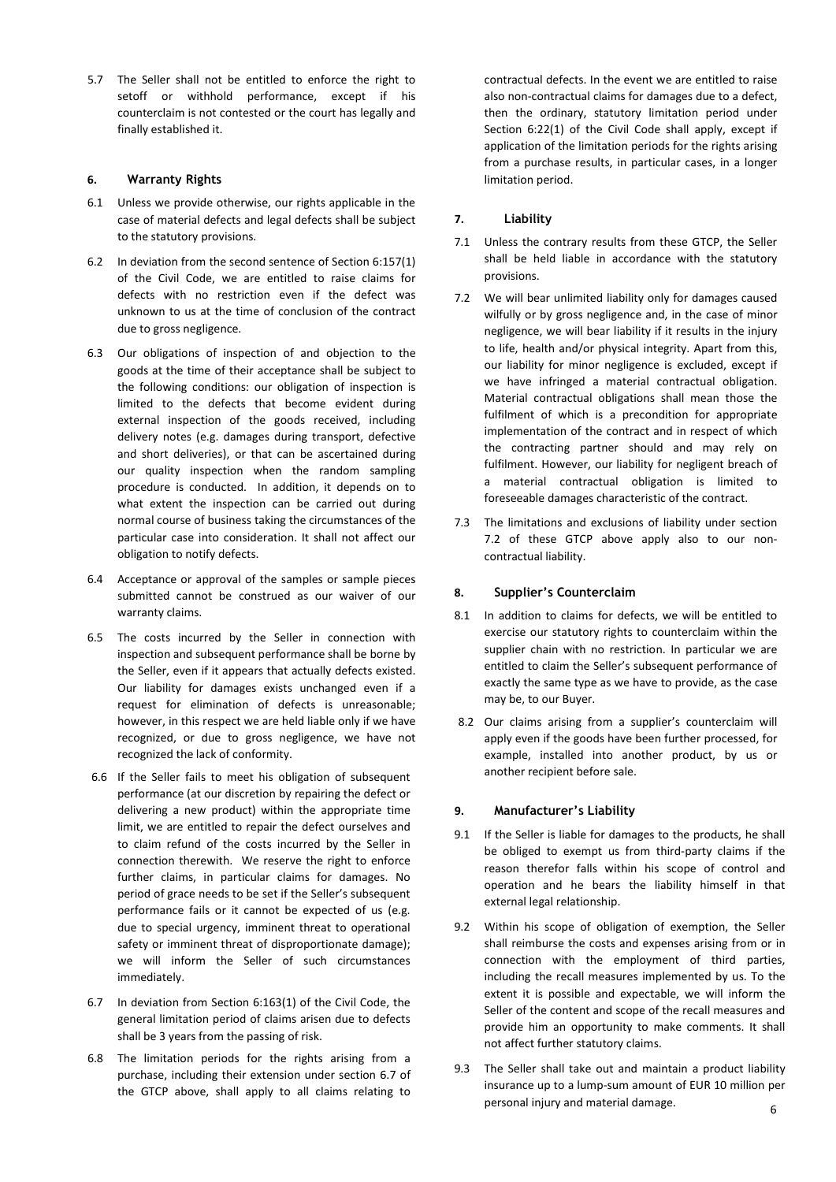5.7 The Seller shall not be entitled to enforce the right to setoff or withhold performance, except if his counterclaim is not contested or the court has legally and finally established it.

## 6. Warranty Rights

6.1 Unless we provide otherwise, our rights applicable in the case of material defects and legal defects shall be subject to the statutory provisions.

6.2 In deviation from the second sentence of Section 6:157(1) of the Civil Code, we are entitled to raise claims for defects with no restriction even if the defect was unknown to us at the time of conclusion of the contract due to gross negligence.

6.3 Our obligations of inspection of and objection to the goods at the time of their acceptance shall be subject to the following conditions: our obligation of inspection is limited to the defects that become evident during external inspection of the goods received, including delivery notes (e.g. damages during transport, defective and short deliveries), or that can be ascertained during our quality inspection when the random sampling procedure is conducted. In addition, it depends on to what extent the inspection can be carried out during normal course of business taking the circumstances of the particular case into consideration. It shall not affect our obligation to notify defects.

6.4 Acceptance or approval of the samples or sample pieces submitted cannot be construed as our waiver of our warranty claims.

6.5 The costs incurred by the Seller in connection with inspection and subsequent performance shall be borne by the Seller, even if it appears that actually defects existed. Our liability for damages exists unchanged even if a request for elimination of defects is unreasonable; however, in this respect we are held liable only if we have recognized, or due to gross negligence, we have not recognized the lack of conformity.

6.6 If the Seller fails to meet his obligation of subsequent performance (at our discretion by repairing the defect or delivering a new product) within the appropriate time limit, we are entitled to repair the defect ourselves and to claim refund of the costs incurred by the Seller in connection therewith. We reserve the right to enforce further claims, in particular claims for damages. No period of grace needs to be set if the Seller's subsequent performance fails or it cannot be expected of us (e.g. due to special urgency, imminent threat to operational safety or imminent threat of disproportionate damage); we will inform the Seller of such circumstances immediately.

6.7 In deviation from Section 6:163(1) of the Civil Code, the general limitation period of claims arisen due to defects shall be 3 years from the passing of risk.

6.8 The limitation periods for the rights arising from a purchase, including their extension under section 6.7 of the GTCP above, shall apply to all claims relating to contractual defects. In the event we are entitled to raise also non-contractual claims for damages due to a defect, then the ordinary, statutory limitation period under Section 6:22(1) of the Civil Code shall apply, except if application of the limitation periods for the rights arising from a purchase results, in particular cases, in a longer limitation period.

## 7. Liability

7.1 Unless the contrary results from these GTCP, the Seller shall be held liable in accordance with the statutory provisions.

7.2 We will bear unlimited liability only for damages caused wilfully or by gross negligence and, in the case of minor negligence, we will bear liability if it results in the injury to life, health and/or physical integrity. Apart from this, our liability for minor negligence is excluded, except if we have infringed a material contractual obligation. Material contractual obligations shall mean those the fulfilment of which is a precondition for appropriate implementation of the contract and in respect of which the contracting partner should and may rely on fulfilment. However, our liability for negligent breach of a material contractual obligation is limited to foreseeable damages characteristic of the contract.

7.3 The limitations and exclusions of liability under section 7.2 of these GTCP above apply also to our non-contractual liability.

## 8. Supplier's Counterclaim

8.1 In addition to claims for defects, we will be entitled to exercise our statutory rights to counterclaim within the supplier chain with no restriction. In particular we are entitled to claim the Seller's subsequent performance of exactly the same type as we have to provide, as the case may be, to our Buyer.

8.2 Our claims arising from a supplier's counterclaim will apply even if the goods have been further processed, for example, installed into another product, by us or another recipient before sale.

## 9. Manufacturer's Liability

9.1 If the Seller is liable for damages to the products, he shall be obliged to exempt us from third-party claims if the reason therefor falls within his scope of control and operation and he bears the liability himself in that external legal relationship.

9.2 Within his scope of obligation of exemption, the Seller shall reimburse the costs and expenses arising from or in connection with the employment of third parties, including the recall measures implemented by us. To the extent it is possible and expectable, we will inform the Seller of the content and scope of the recall measures and provide him an opportunity to make comments. It shall not affect further statutory claims.

9.3 The Seller shall take out and maintain a product liability insurance up to a lump-sum amount of EUR 10 million per personal injury and material damage.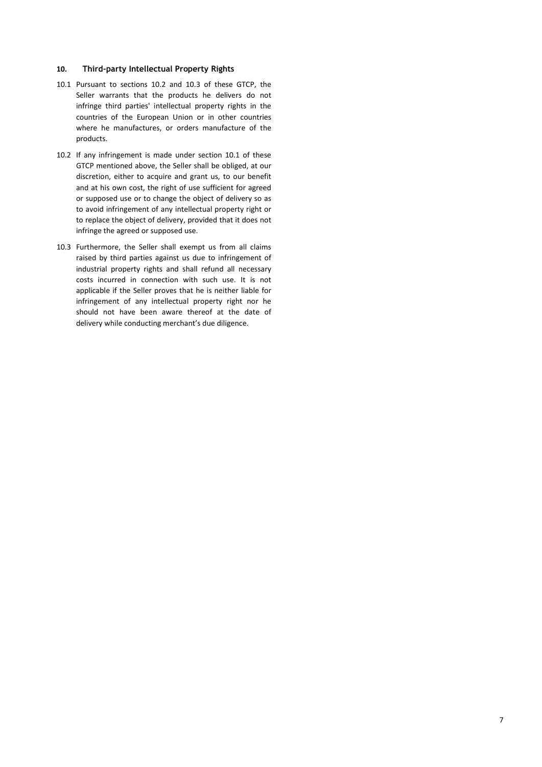## 10. Third-party Intellectual Property Rights

10.1 Pursuant to sections 10.2 and 10.3 of these GTCP, the Seller warrants that the products he delivers do not infringe third parties' intellectual property rights in the countries of the European Union or in other countries where he manufactures, or orders manufacture of the products.

10.2 If any infringement is made under section 10.1 of these GTCP mentioned above, the Seller shall be obliged, at our discretion, either to acquire and grant us, to our benefit and at his own cost, the right of use sufficient for agreed or supposed use or to change the object of delivery so as to avoid infringement of any intellectual property right or to replace the object of delivery, provided that it does not infringe the agreed or supposed use.

10.3 Furthermore, the Seller shall exempt us from all claims raised by third parties against us due to infringement of industrial property rights and shall refund all necessary costs incurred in connection with such use. It is not applicable if the Seller proves that he is neither liable for infringement of any intellectual property right nor he should not have been aware thereof at the date of delivery while conducting merchant's due diligence.